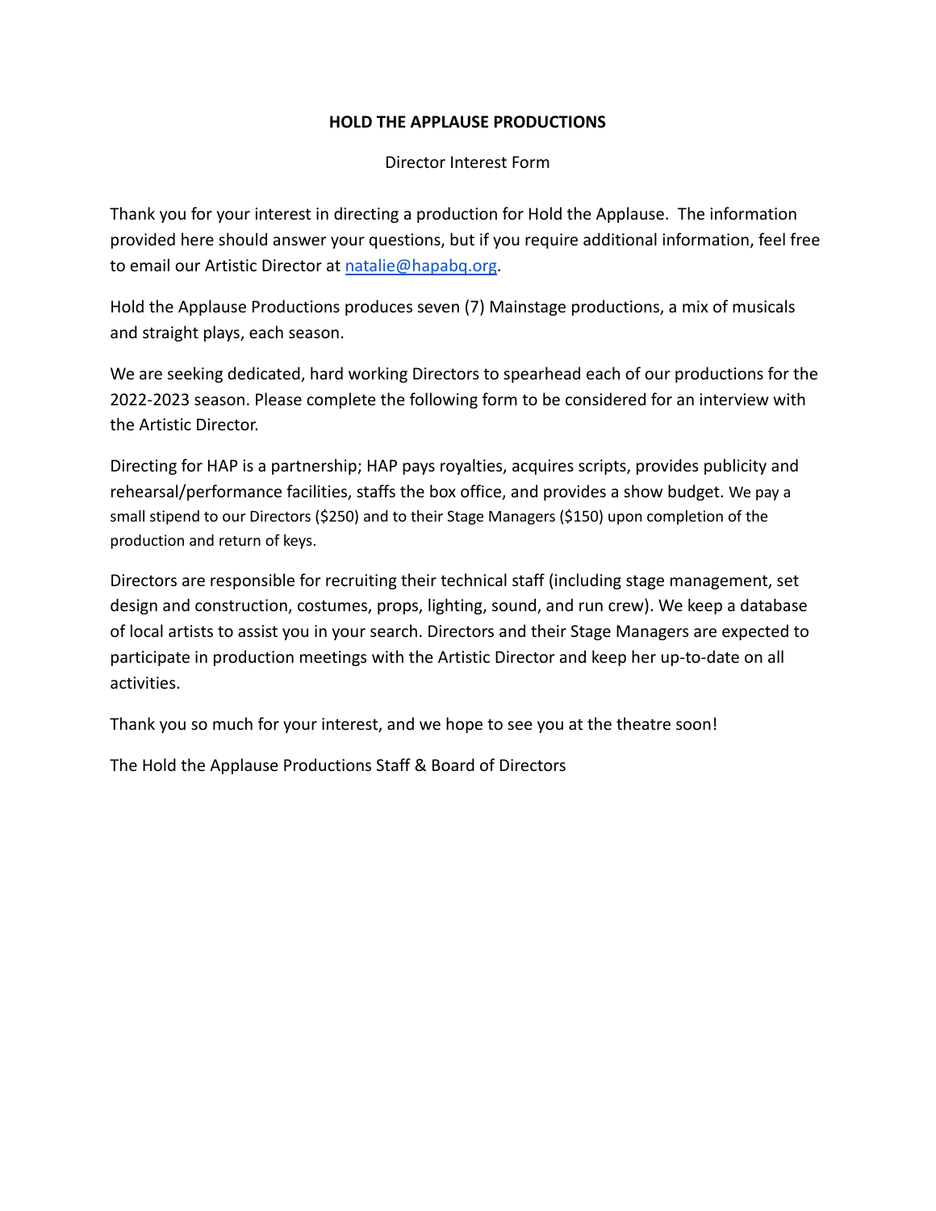# HOLD THE APPLAUSE PRODUCTIONS

Director Interest Form

Thank you for your interest in directing a production for Hold the Applause. The information provided here should answer your questions, but if you require additional information, feel free to email our Artistic Director at natalie@hapabq.org.

Hold the Applause Productions produces seven (7) Mainstage productions, a mix of musicals and straight plays, each season.

We are seeking dedicated, hard working Directors to spearhead each of our productions for the 2022-2023 season. Please complete the following form to be considered for an interview with the Artistic Director.

Directing for HAP is a partnership; HAP pays royalties, acquires scripts, provides publicity and rehearsal/performance facilities, staffs the box office, and provides a show budget. We pay a small stipend to our Directors ($250) and to their Stage Managers ($150) upon completion of the production and return of keys.

Directors are responsible for recruiting their technical staff (including stage management, set design and construction, costumes, props, lighting, sound, and run crew). We keep a database of local artists to assist you in your search. Directors and their Stage Managers are expected to participate in production meetings with the Artistic Director and keep her up-to-date on all activities.

Thank you so much for your interest, and we hope to see you at the theatre soon!

The Hold the Applause Productions Staff & Board of Directors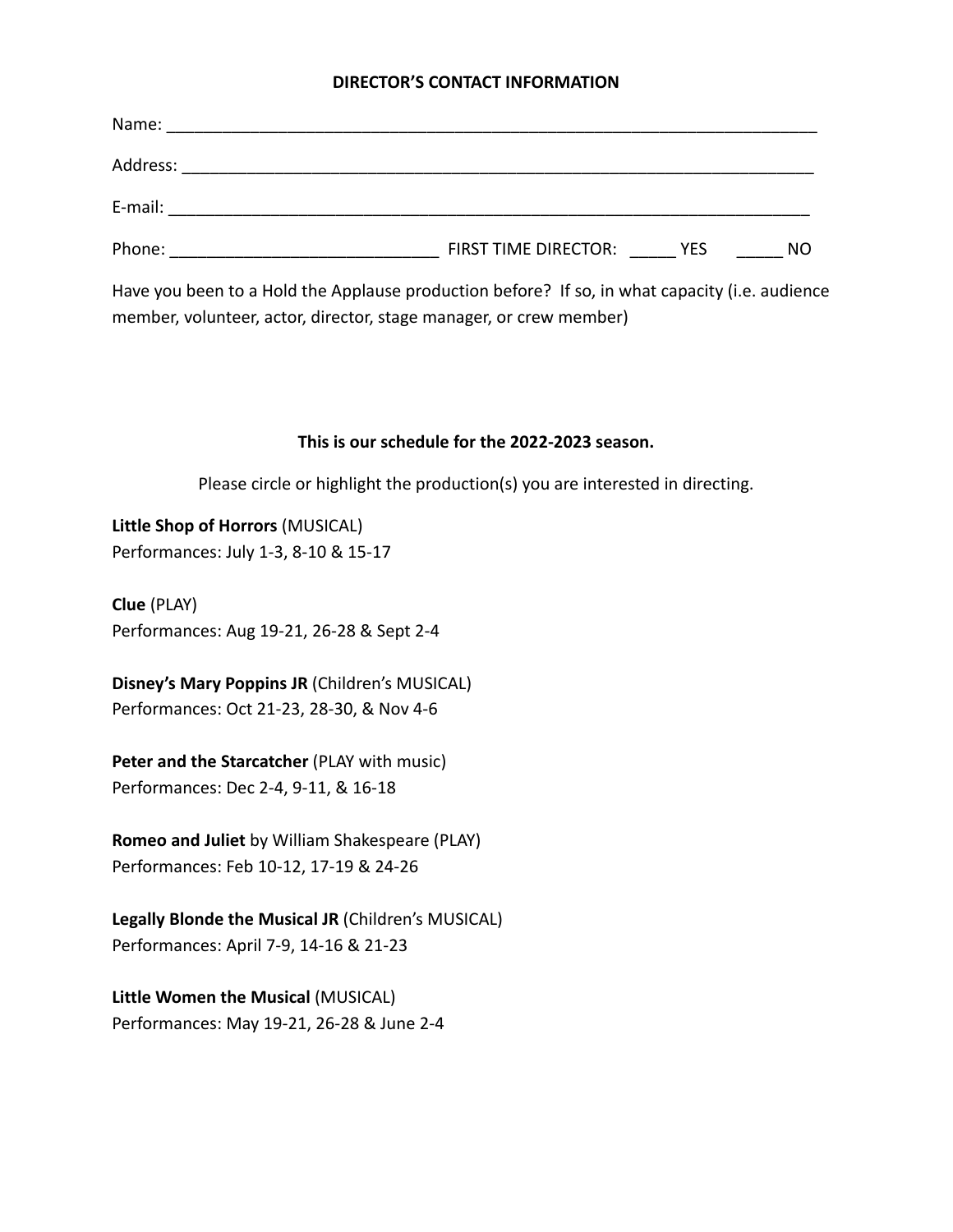**DIRECTOR'S CONTACT INFORMATION**

Name: ___________________________________________________________________________

Address: _________________________________________________________________________

E-mail: __________________________________________________________________________

Phone: _____________________________ FIRST TIME DIRECTOR: _____ YES _____ NO

Have you been to a Hold the Applause production before? If so, in what capacity (i.e. audience member, volunteer, actor, director, stage manager, or crew member)

**This is our schedule for the 2022-2023 season.**

Please circle or highlight the production(s) you are interested in directing.

**Little Shop of Horrors** (MUSICAL)
Performances: July 1-3, 8-10 & 15-17

**Clue** (PLAY)
Performances: Aug 19-21, 26-28 & Sept 2-4

**Disney's Mary Poppins JR** (Children's MUSICAL)
Performances: Oct 21-23, 28-30, & Nov 4-6

**Peter and the Starcatcher** (PLAY with music)
Performances: Dec 2-4, 9-11, & 16-18

**Romeo and Juliet** by William Shakespeare (PLAY)
Performances: Feb 10-12, 17-19 & 24-26

**Legally Blonde the Musical JR** (Children's MUSICAL)
Performances: April 7-9, 14-16 & 21-23

**Little Women the Musical** (MUSICAL)
Performances: May 19-21, 26-28 & June 2-4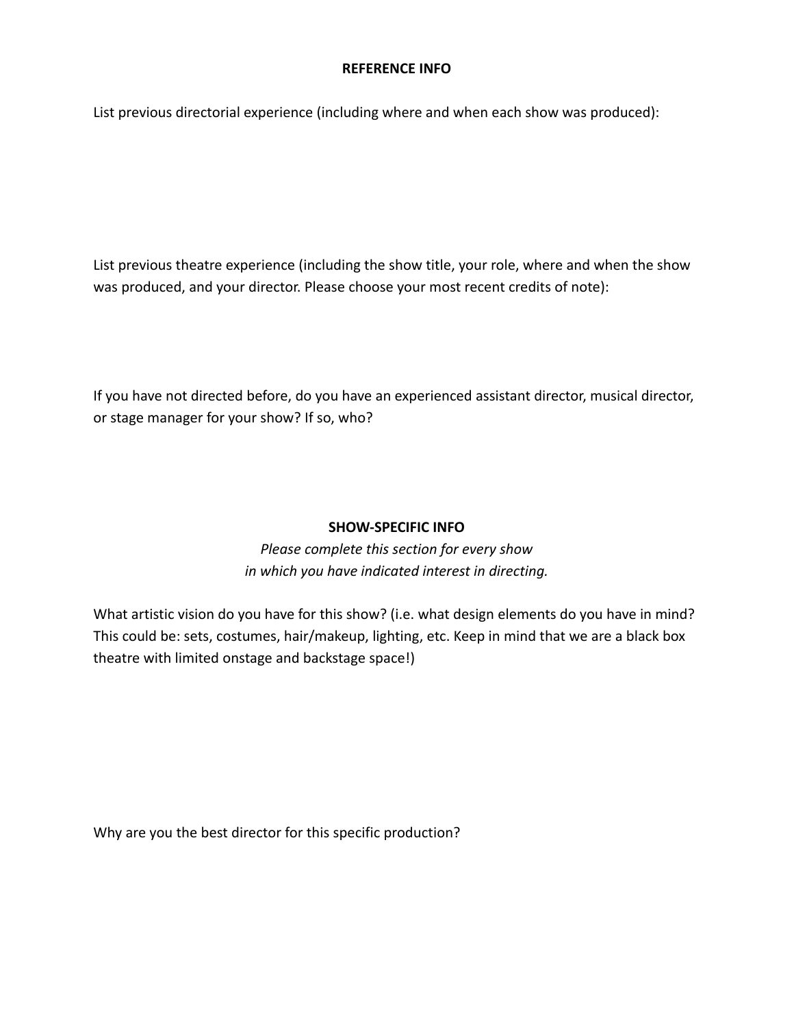## REFERENCE INFO

List previous directorial experience (including where and when each show was produced):

List previous theatre experience (including the show title, your role, where and when the show was produced, and your director. Please choose your most recent credits of note):

If you have not directed before, do you have an experienced assistant director, musical director, or stage manager for your show? If so, who?

## SHOW-SPECIFIC INFO

*Please complete this section for every show in which you have indicated interest in directing.*

What artistic vision do you have for this show? (i.e. what design elements do you have in mind? This could be: sets, costumes, hair/makeup, lighting, etc. Keep in mind that we are a black box theatre with limited onstage and backstage space!)

Why are you the best director for this specific production?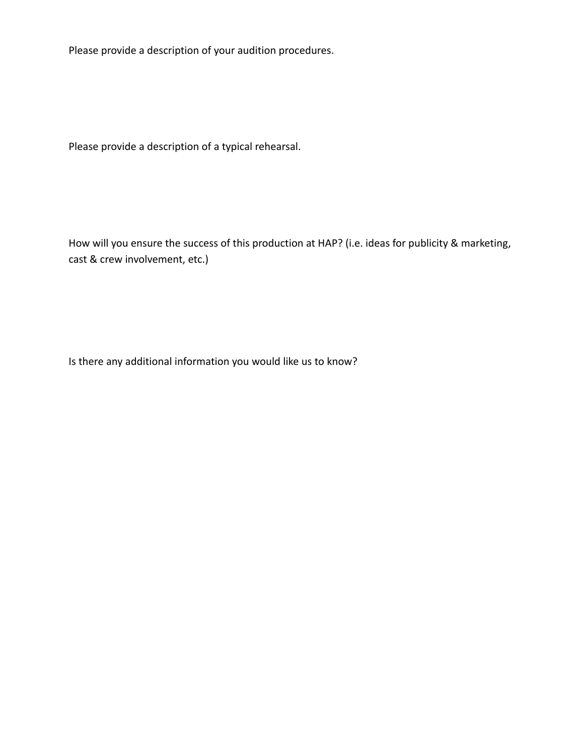Please provide a description of your audition procedures.

Please provide a description of a typical rehearsal.

How will you ensure the success of this production at HAP? (i.e. ideas for publicity & marketing, cast & crew involvement, etc.)

Is there any additional information you would like us to know?